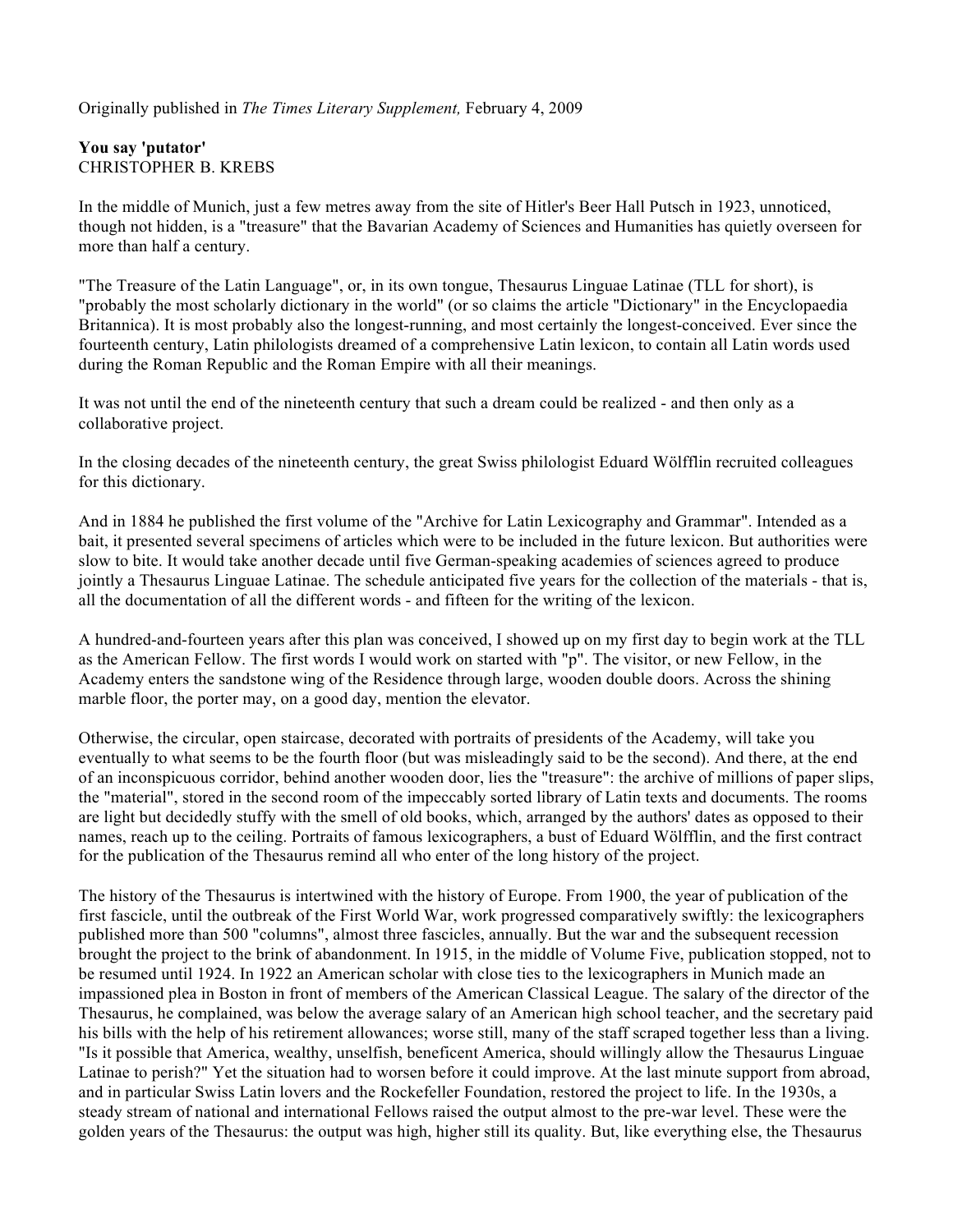Originally published in *The Times Literary Supplement,* February 4, 2009

**You say 'putator'**
CHRISTOPHER B. KREBS

In the middle of Munich, just a few metres away from the site of Hitler's Beer Hall Putsch in 1923, unnoticed, though not hidden, is a "treasure" that the Bavarian Academy of Sciences and Humanities has quietly overseen for more than half a century.

"The Treasure of the Latin Language", or, in its own tongue, Thesaurus Linguae Latinae (TLL for short), is "probably the most scholarly dictionary in the world" (or so claims the article "Dictionary" in the Encyclopaedia Britannica). It is most probably also the longest-running, and most certainly the longest-conceived. Ever since the fourteenth century, Latin philologists dreamed of a comprehensive Latin lexicon, to contain all Latin words used during the Roman Republic and the Roman Empire with all their meanings.

It was not until the end of the nineteenth century that such a dream could be realized - and then only as a collaborative project.

In the closing decades of the nineteenth century, the great Swiss philologist Eduard Wölfflin recruited colleagues for this dictionary.

And in 1884 he published the first volume of the "Archive for Latin Lexicography and Grammar". Intended as a bait, it presented several specimens of articles which were to be included in the future lexicon. But authorities were slow to bite. It would take another decade until five German-speaking academies of sciences agreed to produce jointly a Thesaurus Linguae Latinae. The schedule anticipated five years for the collection of the materials - that is, all the documentation of all the different words - and fifteen for the writing of the lexicon.

A hundred-and-fourteen years after this plan was conceived, I showed up on my first day to begin work at the TLL as the American Fellow. The first words I would work on started with "p". The visitor, or new Fellow, in the Academy enters the sandstone wing of the Residence through large, wooden double doors. Across the shining marble floor, the porter may, on a good day, mention the elevator.

Otherwise, the circular, open staircase, decorated with portraits of presidents of the Academy, will take you eventually to what seems to be the fourth floor (but was misleadingly said to be the second). And there, at the end of an inconspicuous corridor, behind another wooden door, lies the "treasure": the archive of millions of paper slips, the "material", stored in the second room of the impeccably sorted library of Latin texts and documents. The rooms are light but decidedly stuffy with the smell of old books, which, arranged by the authors' dates as opposed to their names, reach up to the ceiling. Portraits of famous lexicographers, a bust of Eduard Wölfflin, and the first contract for the publication of the Thesaurus remind all who enter of the long history of the project.

The history of the Thesaurus is intertwined with the history of Europe. From 1900, the year of publication of the first fascicle, until the outbreak of the First World War, work progressed comparatively swiftly: the lexicographers published more than 500 "columns", almost three fascicles, annually. But the war and the subsequent recession brought the project to the brink of abandonment. In 1915, in the middle of Volume Five, publication stopped, not to be resumed until 1924. In 1922 an American scholar with close ties to the lexicographers in Munich made an impassioned plea in Boston in front of members of the American Classical League. The salary of the director of the Thesaurus, he complained, was below the average salary of an American high school teacher, and the secretary paid his bills with the help of his retirement allowances; worse still, many of the staff scraped together less than a living. "Is it possible that America, wealthy, unselfish, beneficent America, should willingly allow the Thesaurus Linguae Latinae to perish?" Yet the situation had to worsen before it could improve. At the last minute support from abroad, and in particular Swiss Latin lovers and the Rockefeller Foundation, restored the project to life. In the 1930s, a steady stream of national and international Fellows raised the output almost to the pre-war level. These were the golden years of the Thesaurus: the output was high, higher still its quality. But, like everything else, the Thesaurus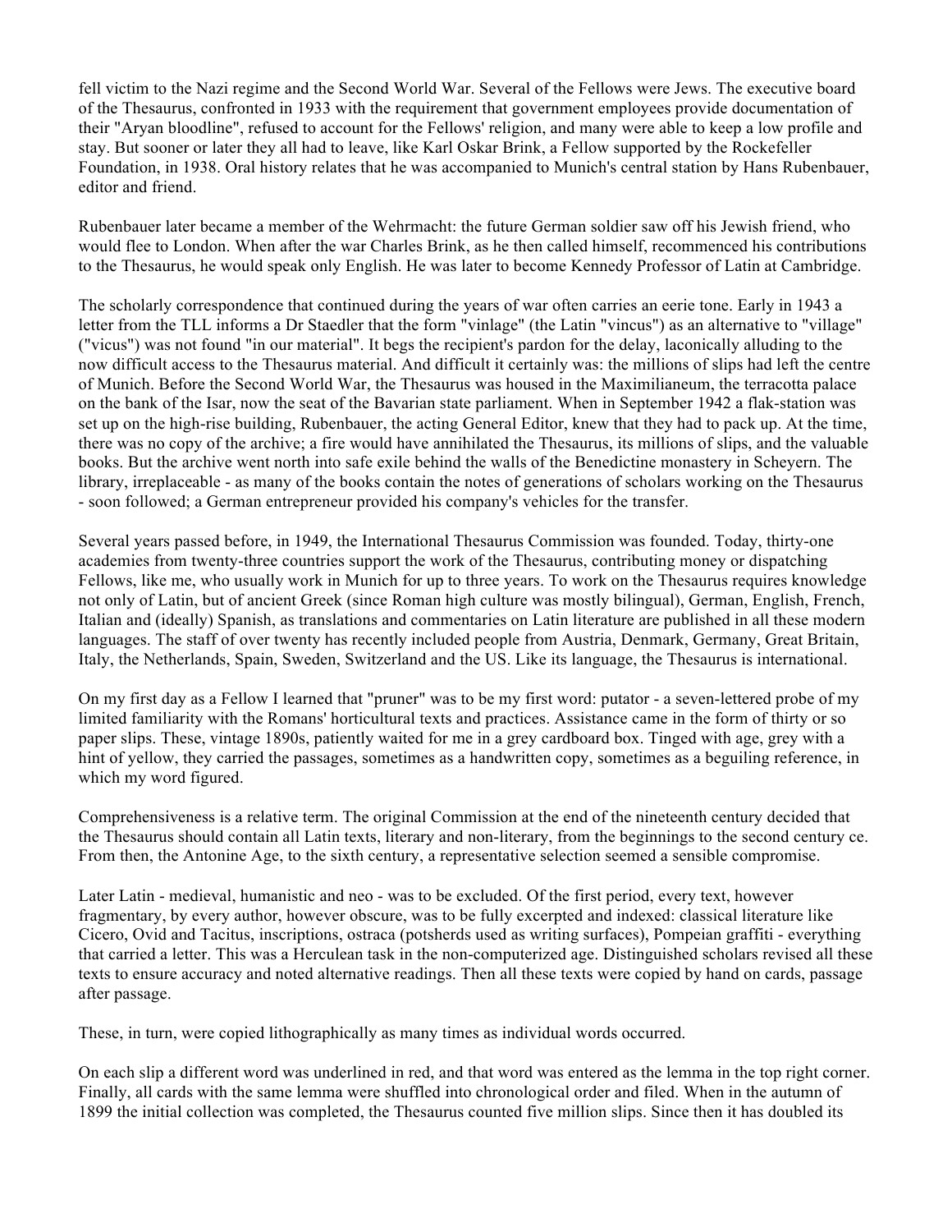fell victim to the Nazi regime and the Second World War. Several of the Fellows were Jews. The executive board of the Thesaurus, confronted in 1933 with the requirement that government employees provide documentation of their "Aryan bloodline", refused to account for the Fellows' religion, and many were able to keep a low profile and stay. But sooner or later they all had to leave, like Karl Oskar Brink, a Fellow supported by the Rockefeller Foundation, in 1938. Oral history relates that he was accompanied to Munich's central station by Hans Rubenbauer, editor and friend.

Rubenbauer later became a member of the Wehrmacht: the future German soldier saw off his Jewish friend, who would flee to London. When after the war Charles Brink, as he then called himself, recommenced his contributions to the Thesaurus, he would speak only English. He was later to become Kennedy Professor of Latin at Cambridge.

The scholarly correspondence that continued during the years of war often carries an eerie tone. Early in 1943 a letter from the TLL informs a Dr Staedler that the form "vinlage" (the Latin "vincus") as an alternative to "village" ("vicus") was not found "in our material". It begs the recipient's pardon for the delay, laconically alluding to the now difficult access to the Thesaurus material. And difficult it certainly was: the millions of slips had left the centre of Munich. Before the Second World War, the Thesaurus was housed in the Maximilianeum, the terracotta palace on the bank of the Isar, now the seat of the Bavarian state parliament. When in September 1942 a flak-station was set up on the high-rise building, Rubenbauer, the acting General Editor, knew that they had to pack up. At the time, there was no copy of the archive; a fire would have annihilated the Thesaurus, its millions of slips, and the valuable books. But the archive went north into safe exile behind the walls of the Benedictine monastery in Scheyern. The library, irreplaceable - as many of the books contain the notes of generations of scholars working on the Thesaurus - soon followed; a German entrepreneur provided his company's vehicles for the transfer.

Several years passed before, in 1949, the International Thesaurus Commission was founded. Today, thirty-one academies from twenty-three countries support the work of the Thesaurus, contributing money or dispatching Fellows, like me, who usually work in Munich for up to three years. To work on the Thesaurus requires knowledge not only of Latin, but of ancient Greek (since Roman high culture was mostly bilingual), German, English, French, Italian and (ideally) Spanish, as translations and commentaries on Latin literature are published in all these modern languages. The staff of over twenty has recently included people from Austria, Denmark, Germany, Great Britain, Italy, the Netherlands, Spain, Sweden, Switzerland and the US. Like its language, the Thesaurus is international.

On my first day as a Fellow I learned that "pruner" was to be my first word: putator - a seven-lettered probe of my limited familiarity with the Romans' horticultural texts and practices. Assistance came in the form of thirty or so paper slips. These, vintage 1890s, patiently waited for me in a grey cardboard box. Tinged with age, grey with a hint of yellow, they carried the passages, sometimes as a handwritten copy, sometimes as a beguiling reference, in which my word figured.

Comprehensiveness is a relative term. The original Commission at the end of the nineteenth century decided that the Thesaurus should contain all Latin texts, literary and non-literary, from the beginnings to the second century ce. From then, the Antonine Age, to the sixth century, a representative selection seemed a sensible compromise.

Later Latin - medieval, humanistic and neo - was to be excluded. Of the first period, every text, however fragmentary, by every author, however obscure, was to be fully excerpted and indexed: classical literature like Cicero, Ovid and Tacitus, inscriptions, ostraca (potsherds used as writing surfaces), Pompeian graffiti - everything that carried a letter. This was a Herculean task in the non-computerized age. Distinguished scholars revised all these texts to ensure accuracy and noted alternative readings. Then all these texts were copied by hand on cards, passage after passage.

These, in turn, were copied lithographically as many times as individual words occurred.

On each slip a different word was underlined in red, and that word was entered as the lemma in the top right corner. Finally, all cards with the same lemma were shuffled into chronological order and filed. When in the autumn of 1899 the initial collection was completed, the Thesaurus counted five million slips. Since then it has doubled its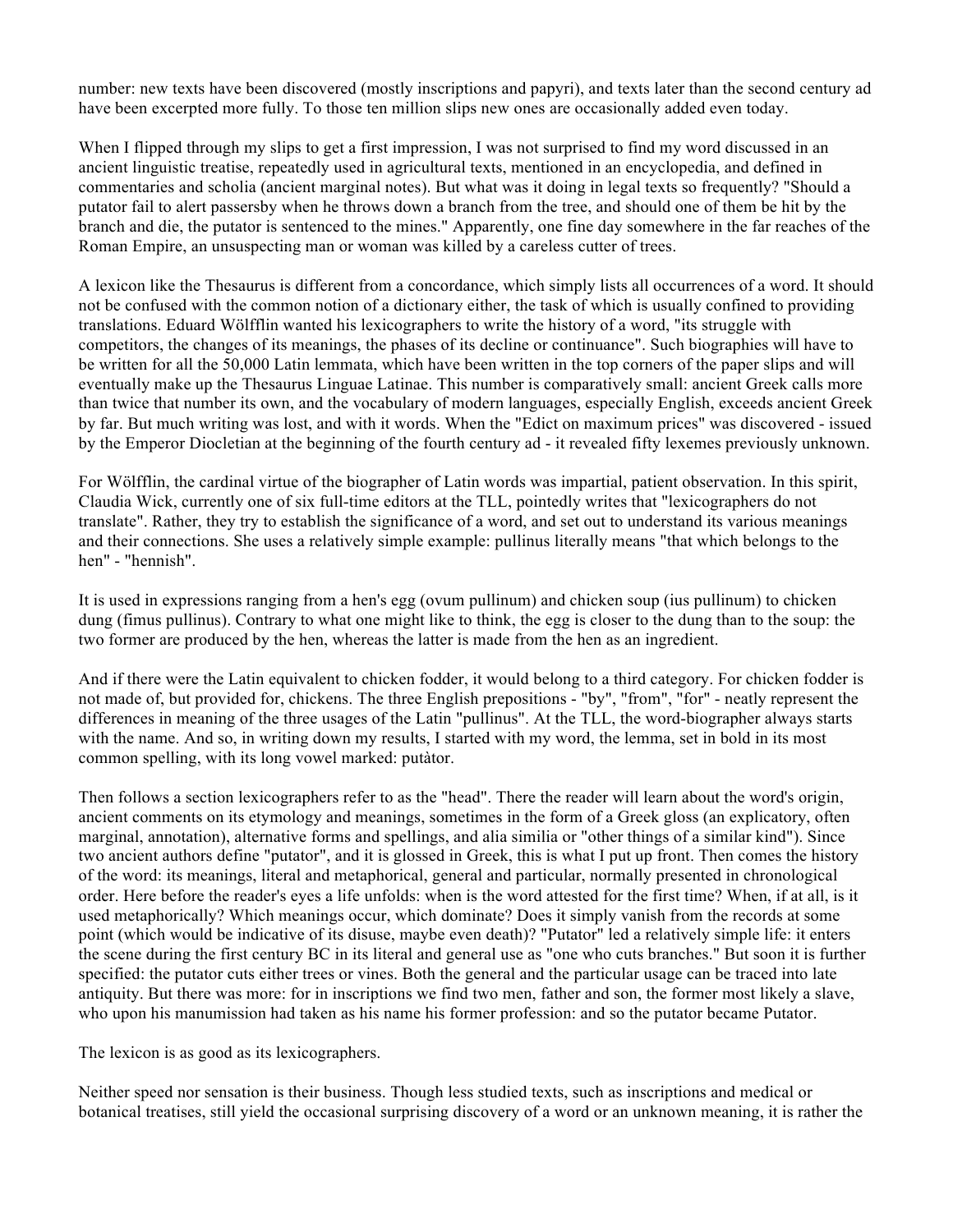number: new texts have been discovered (mostly inscriptions and papyri), and texts later than the second century ad have been excerpted more fully. To those ten million slips new ones are occasionally added even today.

When I flipped through my slips to get a first impression, I was not surprised to find my word discussed in an ancient linguistic treatise, repeatedly used in agricultural texts, mentioned in an encyclopedia, and defined in commentaries and scholia (ancient marginal notes). But what was it doing in legal texts so frequently? "Should a putator fail to alert passersby when he throws down a branch from the tree, and should one of them be hit by the branch and die, the putator is sentenced to the mines." Apparently, one fine day somewhere in the far reaches of the Roman Empire, an unsuspecting man or woman was killed by a careless cutter of trees.

A lexicon like the Thesaurus is different from a concordance, which simply lists all occurrences of a word. It should not be confused with the common notion of a dictionary either, the task of which is usually confined to providing translations. Eduard Wölfflin wanted his lexicographers to write the history of a word, "its struggle with competitors, the changes of its meanings, the phases of its decline or continuance". Such biographies will have to be written for all the 50,000 Latin lemmata, which have been written in the top corners of the paper slips and will eventually make up the Thesaurus Linguae Latinae. This number is comparatively small: ancient Greek calls more than twice that number its own, and the vocabulary of modern languages, especially English, exceeds ancient Greek by far. But much writing was lost, and with it words. When the "Edict on maximum prices" was discovered - issued by the Emperor Diocletian at the beginning of the fourth century ad - it revealed fifty lexemes previously unknown.

For Wölfflin, the cardinal virtue of the biographer of Latin words was impartial, patient observation. In this spirit, Claudia Wick, currently one of six full-time editors at the TLL, pointedly writes that "lexicographers do not translate". Rather, they try to establish the significance of a word, and set out to understand its various meanings and their connections. She uses a relatively simple example: pullinus literally means "that which belongs to the hen" - "hennish".

It is used in expressions ranging from a hen's egg (ovum pullinum) and chicken soup (ius pullinum) to chicken dung (fimus pullinus). Contrary to what one might like to think, the egg is closer to the dung than to the soup: the two former are produced by the hen, whereas the latter is made from the hen as an ingredient.

And if there were the Latin equivalent to chicken fodder, it would belong to a third category. For chicken fodder is not made of, but provided for, chickens. The three English prepositions - "by", "from", "for" - neatly represent the differences in meaning of the three usages of the Latin "pullinus". At the TLL, the word-biographer always starts with the name. And so, in writing down my results, I started with my word, the lemma, set in bold in its most common spelling, with its long vowel marked: putàtor.

Then follows a section lexicographers refer to as the "head". There the reader will learn about the word's origin, ancient comments on its etymology and meanings, sometimes in the form of a Greek gloss (an explicatory, often marginal, annotation), alternative forms and spellings, and alia similia or "other things of a similar kind"). Since two ancient authors define "putator", and it is glossed in Greek, this is what I put up front. Then comes the history of the word: its meanings, literal and metaphorical, general and particular, normally presented in chronological order. Here before the reader's eyes a life unfolds: when is the word attested for the first time? When, if at all, is it used metaphorically? Which meanings occur, which dominate? Does it simply vanish from the records at some point (which would be indicative of its disuse, maybe even death)? "Putator" led a relatively simple life: it enters the scene during the first century BC in its literal and general use as "one who cuts branches." But soon it is further specified: the putator cuts either trees or vines. Both the general and the particular usage can be traced into late antiquity. But there was more: for in inscriptions we find two men, father and son, the former most likely a slave, who upon his manumission had taken as his name his former profession: and so the putator became Putator.

The lexicon is as good as its lexicographers.

Neither speed nor sensation is their business. Though less studied texts, such as inscriptions and medical or botanical treatises, still yield the occasional surprising discovery of a word or an unknown meaning, it is rather the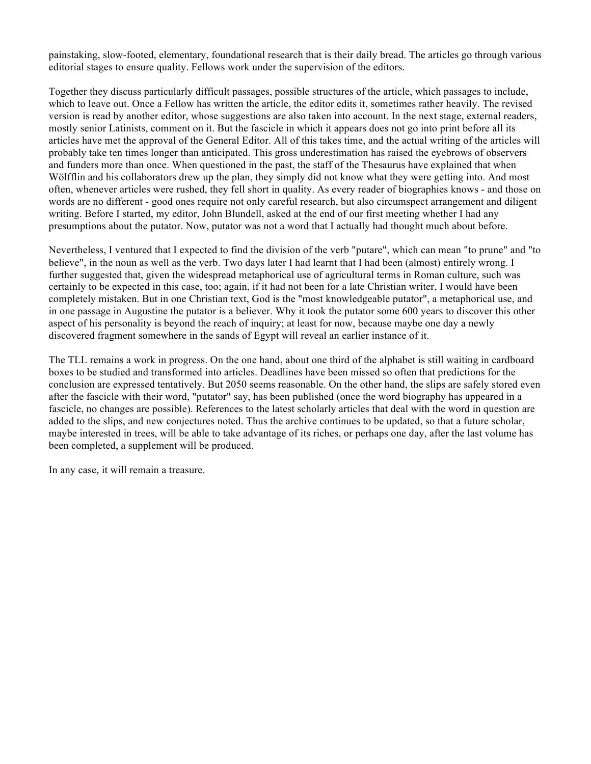painstaking, slow-footed, elementary, foundational research that is their daily bread. The articles go through various editorial stages to ensure quality. Fellows work under the supervision of the editors.

Together they discuss particularly difficult passages, possible structures of the article, which passages to include, which to leave out. Once a Fellow has written the article, the editor edits it, sometimes rather heavily. The revised version is read by another editor, whose suggestions are also taken into account. In the next stage, external readers, mostly senior Latinists, comment on it. But the fascicle in which it appears does not go into print before all its articles have met the approval of the General Editor. All of this takes time, and the actual writing of the articles will probably take ten times longer than anticipated. This gross underestimation has raised the eyebrows of observers and funders more than once. When questioned in the past, the staff of the Thesaurus have explained that when Wölfflin and his collaborators drew up the plan, they simply did not know what they were getting into. And most often, whenever articles were rushed, they fell short in quality. As every reader of biographies knows - and those on words are no different - good ones require not only careful research, but also circumspect arrangement and diligent writing. Before I started, my editor, John Blundell, asked at the end of our first meeting whether I had any presumptions about the putator. Now, putator was not a word that I actually had thought much about before.

Nevertheless, I ventured that I expected to find the division of the verb "putare", which can mean "to prune" and "to believe", in the noun as well as the verb. Two days later I had learnt that I had been (almost) entirely wrong. I further suggested that, given the widespread metaphorical use of agricultural terms in Roman culture, such was certainly to be expected in this case, too; again, if it had not been for a late Christian writer, I would have been completely mistaken. But in one Christian text, God is the "most knowledgeable putator", a metaphorical use, and in one passage in Augustine the putator is a believer. Why it took the putator some 600 years to discover this other aspect of his personality is beyond the reach of inquiry; at least for now, because maybe one day a newly discovered fragment somewhere in the sands of Egypt will reveal an earlier instance of it.

The TLL remains a work in progress. On the one hand, about one third of the alphabet is still waiting in cardboard boxes to be studied and transformed into articles. Deadlines have been missed so often that predictions for the conclusion are expressed tentatively. But 2050 seems reasonable. On the other hand, the slips are safely stored even after the fascicle with their word, "putator" say, has been published (once the word biography has appeared in a fascicle, no changes are possible). References to the latest scholarly articles that deal with the word in question are added to the slips, and new conjectures noted. Thus the archive continues to be updated, so that a future scholar, maybe interested in trees, will be able to take advantage of its riches, or perhaps one day, after the last volume has been completed, a supplement will be produced.

In any case, it will remain a treasure.